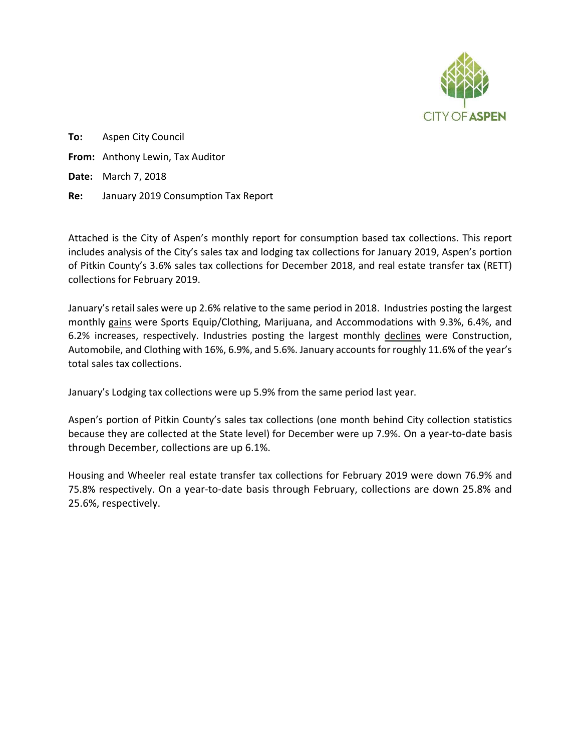CITY OF **ASPEN**

**To:** Aspen City Council

**From:** Anthony Lewin, Tax Auditor

**Date:** March 7, 2018

**Re:** January 2019 Consumption Tax Report

Attached is the City of Aspen's monthly report for consumption based tax collections. This report includes analysis of the City's sales tax and lodging tax collections for January 2019, Aspen's portion of Pitkin County's 3.6% sales tax collections for December 2018, and real estate transfer tax (RETT) collections for February 2019.

January's retail sales were up 2.6% relative to the same period in 2018. Industries posting the largest monthly gains were Sports Equip/Clothing, Marijuana, and Accommodations with 9.3%, 6.4%, and 6.2% increases, respectively. Industries posting the largest monthly declines were Construction, Automobile, and Clothing with 16%, 6.9%, and 5.6%. January accounts for roughly 11.6% of the year's total sales tax collections.

January's Lodging tax collections were up 5.9% from the same period last year.

Aspen's portion of Pitkin County's sales tax collections (one month behind City collection statistics because they are collected at the State level) for December were up 7.9%. On a year-to-date basis through December, collections are up 6.1%.

Housing and Wheeler real estate transfer tax collections for February 2019 were down 76.9% and 75.8% respectively. On a year-to-date basis through February, collections are down 25.8% and 25.6%, respectively.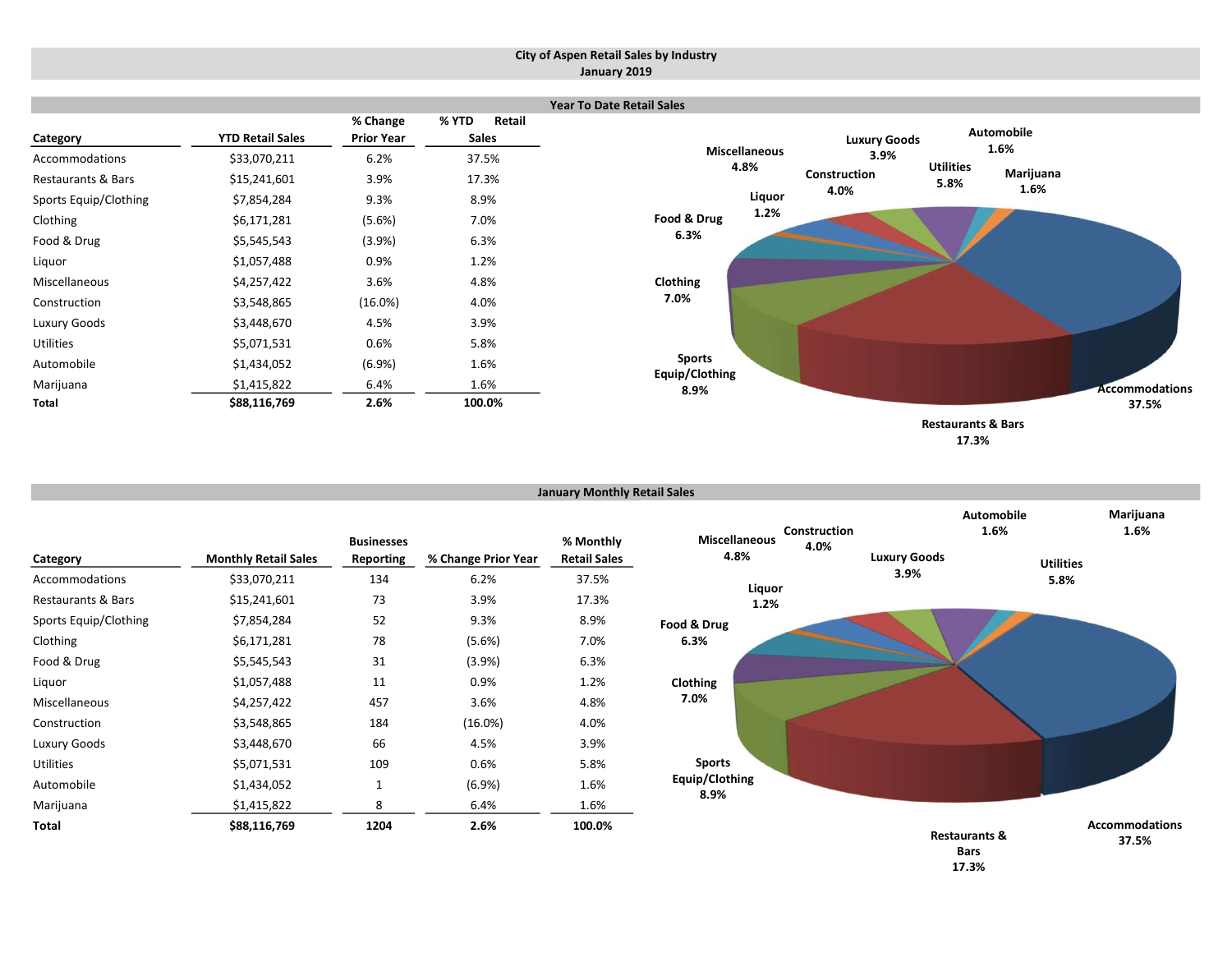# City of Aspen Retail Sales by Industry
## January 2019

### Year To Date Retail Sales

| Category | YTD Retail Sales | % Change Prior Year | % YTD Retail Sales |
|---|---|---|---|
| Accommodations | $33,070,211 | 6.2% | 37.5% |
| Restaurants & Bars | $15,241,601 | 3.9% | 17.3% |
| Sports Equip/Clothing | $7,854,284 | 9.3% | 8.9% |
| Clothing | $6,171,281 | (5.6%) | 7.0% |
| Food & Drug | $5,545,543 | (3.9%) | 6.3% |
| Liquor | $1,057,488 | 0.9% | 1.2% |
| Miscellaneous | $4,257,422 | 3.6% | 4.8% |
| Construction | $3,548,865 | (16.0%) | 4.0% |
| Luxury Goods | $3,448,670 | 4.5% | 3.9% |
| Utilities | $5,071,531 | 0.6% | 5.8% |
| Automobile | $1,434,052 | (6.9%) | 1.6% |
| Marijuana | $1,415,822 | 6.4% | 1.6% |
| **Total** | **$88,116,769** | **2.6%** | **100.0%** |

### January Monthly Retail Sales

| Category | Monthly Retail Sales | Businesses Reporting | % Change Prior Year | % Monthly Retail Sales |
|---|---|---|---|---|
| Accommodations | $33,070,211 | 134 | 6.2% | 37.5% |
| Restaurants & Bars | $15,241,601 | 73 | 3.9% | 17.3% |
| Sports Equip/Clothing | $7,854,284 | 52 | 9.3% | 8.9% |
| Clothing | $6,171,281 | 78 | (5.6%) | 7.0% |
| Food & Drug | $5,545,543 | 31 | (3.9%) | 6.3% |
| Liquor | $1,057,488 | 11 | 0.9% | 1.2% |
| Miscellaneous | $4,257,422 | 457 | 3.6% | 4.8% |
| Construction | $3,548,865 | 184 | (16.0%) | 4.0% |
| Luxury Goods | $3,448,670 | 66 | 4.5% | 3.9% |
| Utilities | $5,071,531 | 109 | 0.6% | 5.8% |
| Automobile | $1,434,052 | 1 | (6.9%) | 1.6% |
| Marijuana | $1,415,822 | 8 | 6.4% | 1.6% |
| **Total** | **$88,116,769** | **1204** | **2.6%** | **100.0%** |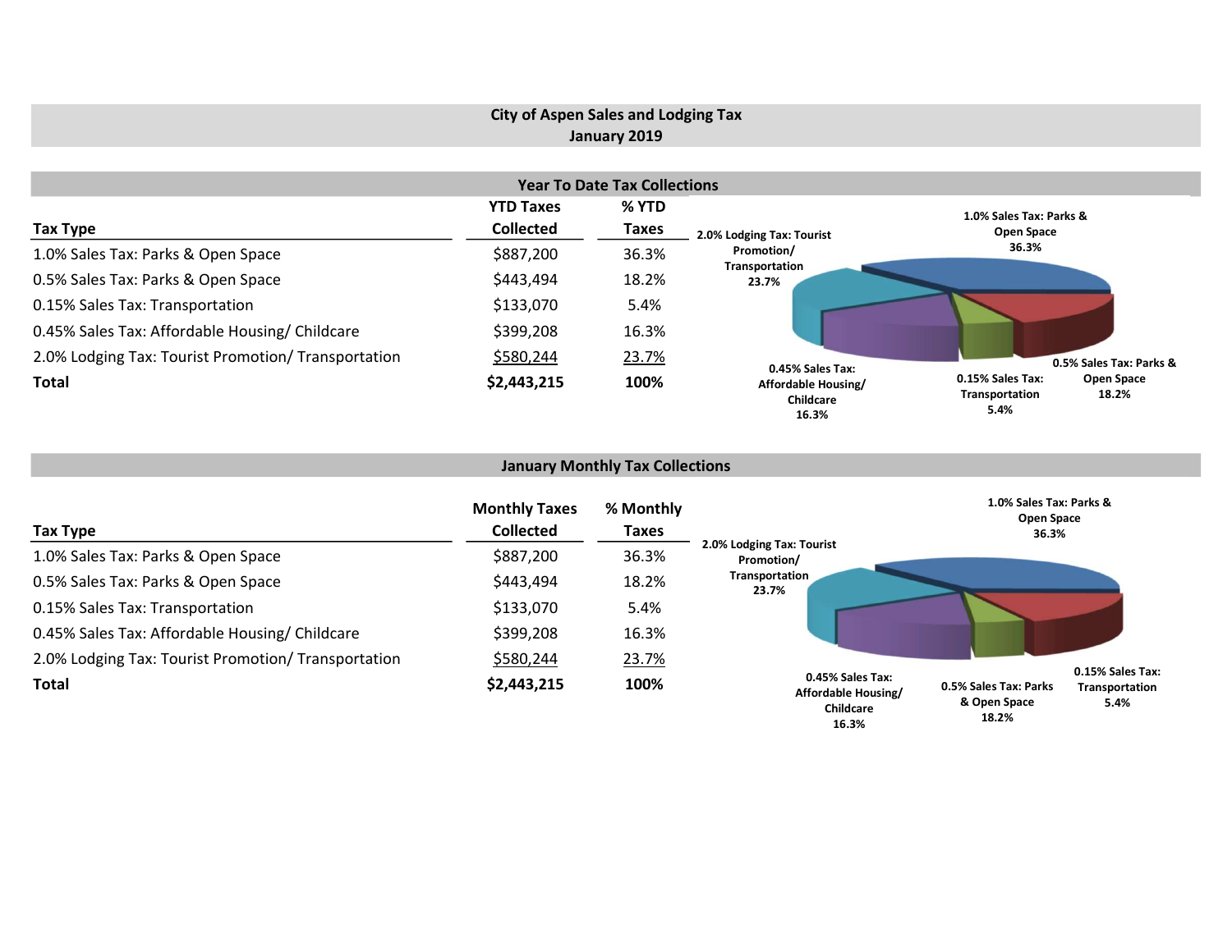# City of Aspen Sales and Lodging Tax
## January 2019

### Year To Date Tax Collections

| Tax Type | YTD Taxes Collected | % YTD Taxes |
|---|---|---|
| 1.0% Sales Tax: Parks & Open Space | $887,200 | 36.3% |
| 0.5% Sales Tax: Parks & Open Space | $443,494 | 18.2% |
| 0.15% Sales Tax: Transportation | $133,070 | 5.4% |
| 0.45% Sales Tax: Affordable Housing/ Childcare | $399,208 | 16.3% |
| 2.0% Lodging Tax: Tourist Promotion/ Transportation | $580,244 | 23.7% |
| **Total** | **$2,443,215** | **100%** |

2.0% Lodging Tax: Tourist Promotion/ Transportation 23.7%

1.0% Sales Tax: Parks & Open Space 36.3%

0.45% Sales Tax: Affordable Housing/ Childcare 16.3%

0.15% Sales Tax: Transportation 5.4%

0.5% Sales Tax: Parks & Open Space 18.2%

### January Monthly Tax Collections

| Tax Type | Monthly Taxes Collected | % Monthly Taxes |
|---|---|---|
| 1.0% Sales Tax: Parks & Open Space | $887,200 | 36.3% |
| 0.5% Sales Tax: Parks & Open Space | $443,494 | 18.2% |
| 0.15% Sales Tax: Transportation | $133,070 | 5.4% |
| 0.45% Sales Tax: Affordable Housing/ Childcare | $399,208 | 16.3% |
| 2.0% Lodging Tax: Tourist Promotion/ Transportation | $580,244 | 23.7% |
| **Total** | **$2,443,215** | **100%** |

1.0% Sales Tax: Parks & Open Space 36.3%

2.0% Lodging Tax: Tourist Promotion/ Transportation 23.7%

0.45% Sales Tax: Affordable Housing/ Childcare 16.3%

0.5% Sales Tax: Parks & Open Space 18.2%

0.15% Sales Tax: Transportation 5.4%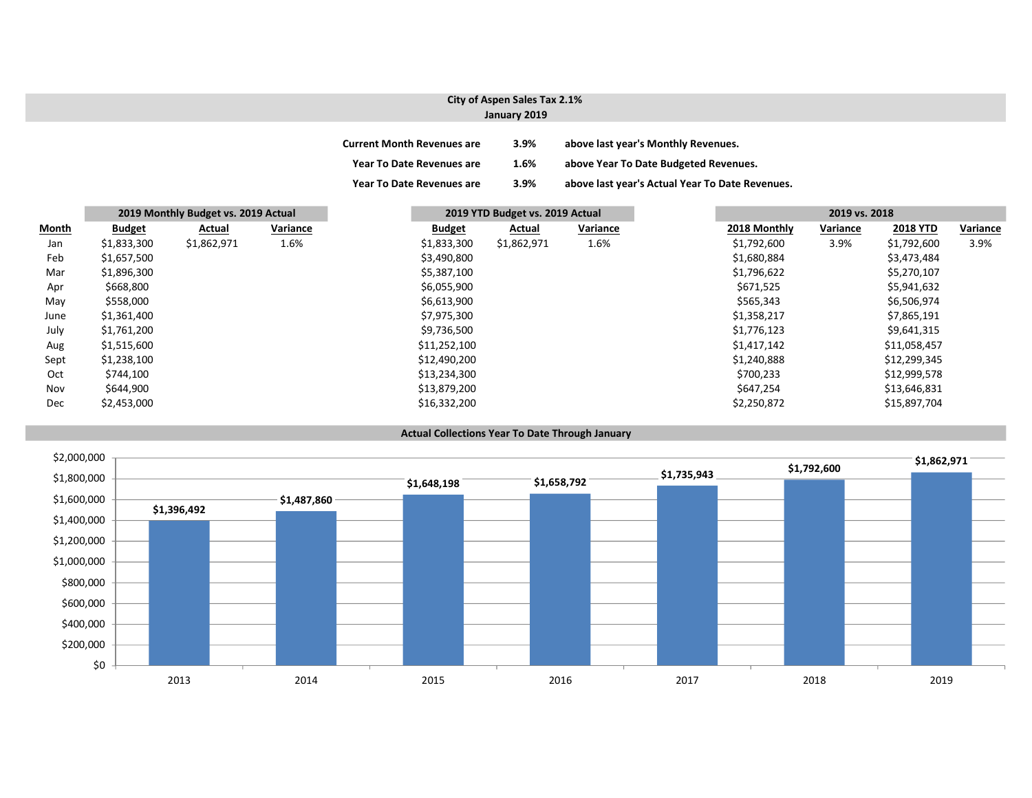# City of Aspen Sales Tax 2.1%
## January 2019

| | | |
|---|---|---|
| **Current Month Revenues are** | **3.9%** | **above last year's Monthly Revenues.** |
| **Year To Date Revenues are** | **1.6%** | **above Year To Date Budgeted Revenues.** |
| **Year To Date Revenues are** | **3.9%** | **above last year's Actual Year To Date Revenues.** |

| | 2019 Monthly Budget vs. 2019 Actual | | | 2019 YTD Budget vs. 2019 Actual | | | 2019 vs. 2018 | | | |
|---|---|---|---|---|---|---|---|---|---|---|
| **Month** | **Budget** | **Actual** | **Variance** | **Budget** | **Actual** | **Variance** | **2018 Monthly** | **Variance** | **2018 YTD** | **Variance** |
| Jan | $1,833,300 | $1,862,971 | 1.6% | $1,833,300 | $1,862,971 | 1.6% | $1,792,600 | 3.9% | $1,792,600 | 3.9% |
| Feb | $1,657,500 | | | $3,490,800 | | | $1,680,884 | | $3,473,484 | |
| Mar | $1,896,300 | | | $5,387,100 | | | $1,796,622 | | $5,270,107 | |
| Apr | $668,800 | | | $6,055,900 | | | $671,525 | | $5,941,632 | |
| May | $558,000 | | | $6,613,900 | | | $565,343 | | $6,506,974 | |
| June | $1,361,400 | | | $7,975,300 | | | $1,358,217 | | $7,865,191 | |
| July | $1,761,200 | | | $9,736,500 | | | $1,776,123 | | $9,641,315 | |
| Aug | $1,515,600 | | | $11,252,100 | | | $1,417,142 | | $11,058,457 | |
| Sept | $1,238,100 | | | $12,490,200 | | | $1,240,888 | | $12,299,345 | |
| Oct | $744,100 | | | $13,234,300 | | | $700,233 | | $12,999,578 | |
| Nov | $644,900 | | | $13,879,200 | | | $647,254 | | $13,646,831 | |
| Dec | $2,453,000 | | | $16,332,200 | | | $2,250,872 | | $15,897,704 | |

**Actual Collections Year To Date Through January**

| Year | Amount |
|---|---|
| 2013 | $1,396,492 |
| 2014 | $1,487,860 |
| 2015 | $1,648,198 |
| 2016 | $1,658,792 |
| 2017 | $1,735,943 |
| 2018 | $1,792,600 |
| 2019 | $1,862,971 |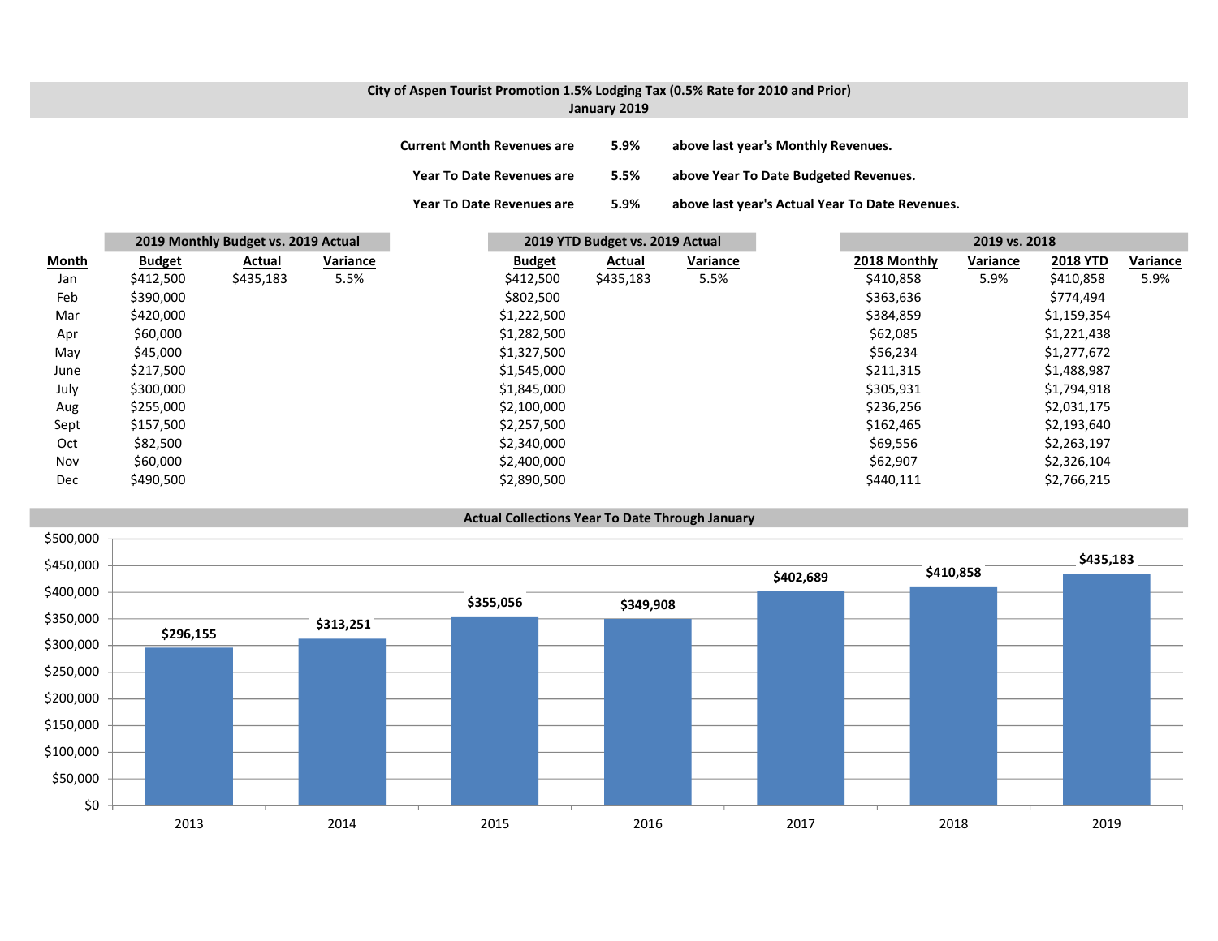**City of Aspen Tourist Promotion 1.5% Lodging Tax (0.5% Rate for 2010 and Prior)**
**January 2019**

| | | |
|---|---|---|
| **Current Month Revenues are** | **5.9%** | **above last year's Monthly Revenues.** |
| **Year To Date Revenues are** | **5.5%** | **above Year To Date Budgeted Revenues.** |
| **Year To Date Revenues are** | **5.9%** | **above last year's Actual Year To Date Revenues.** |

| | 2019 Monthly Budget vs. 2019 Actual | | | 2019 YTD Budget vs. 2019 Actual | | | 2019 vs. 2018 | | | |
|---|---|---|---|---|---|---|---|---|---|---|
| **Month** | **Budget** | **Actual** | **Variance** | **Budget** | **Actual** | **Variance** | **2018 Monthly** | **Variance** | **2018 YTD** | **Variance** |
| Jan | $412,500 | $435,183 | 5.5% | $412,500 | $435,183 | 5.5% | $410,858 | 5.9% | $410,858 | 5.9% |
| Feb | $390,000 | | | $802,500 | | | $363,636 | | $774,494 | |
| Mar | $420,000 | | | $1,222,500 | | | $384,859 | | $1,159,354 | |
| Apr | $60,000 | | | $1,282,500 | | | $62,085 | | $1,221,438 | |
| May | $45,000 | | | $1,327,500 | | | $56,234 | | $1,277,672 | |
| June | $217,500 | | | $1,545,000 | | | $211,315 | | $1,488,987 | |
| July | $300,000 | | | $1,845,000 | | | $305,931 | | $1,794,918 | |
| Aug | $255,000 | | | $2,100,000 | | | $236,256 | | $2,031,175 | |
| Sept | $157,500 | | | $2,257,500 | | | $162,465 | | $2,193,640 | |
| Oct | $82,500 | | | $2,340,000 | | | $69,556 | | $2,263,197 | |
| Nov | $60,000 | | | $2,400,000 | | | $62,907 | | $2,326,104 | |
| Dec | $490,500 | | | $2,890,500 | | | $440,111 | | $2,766,215 | |

**Actual Collections Year To Date Through January**

| Year | Collections |
|---|---|
| 2013 | $296,155 |
| 2014 | $313,251 |
| 2015 | $355,056 |
| 2016 | $349,908 |
| 2017 | $402,689 |
| 2018 | $410,858 |
| 2019 | $435,183 |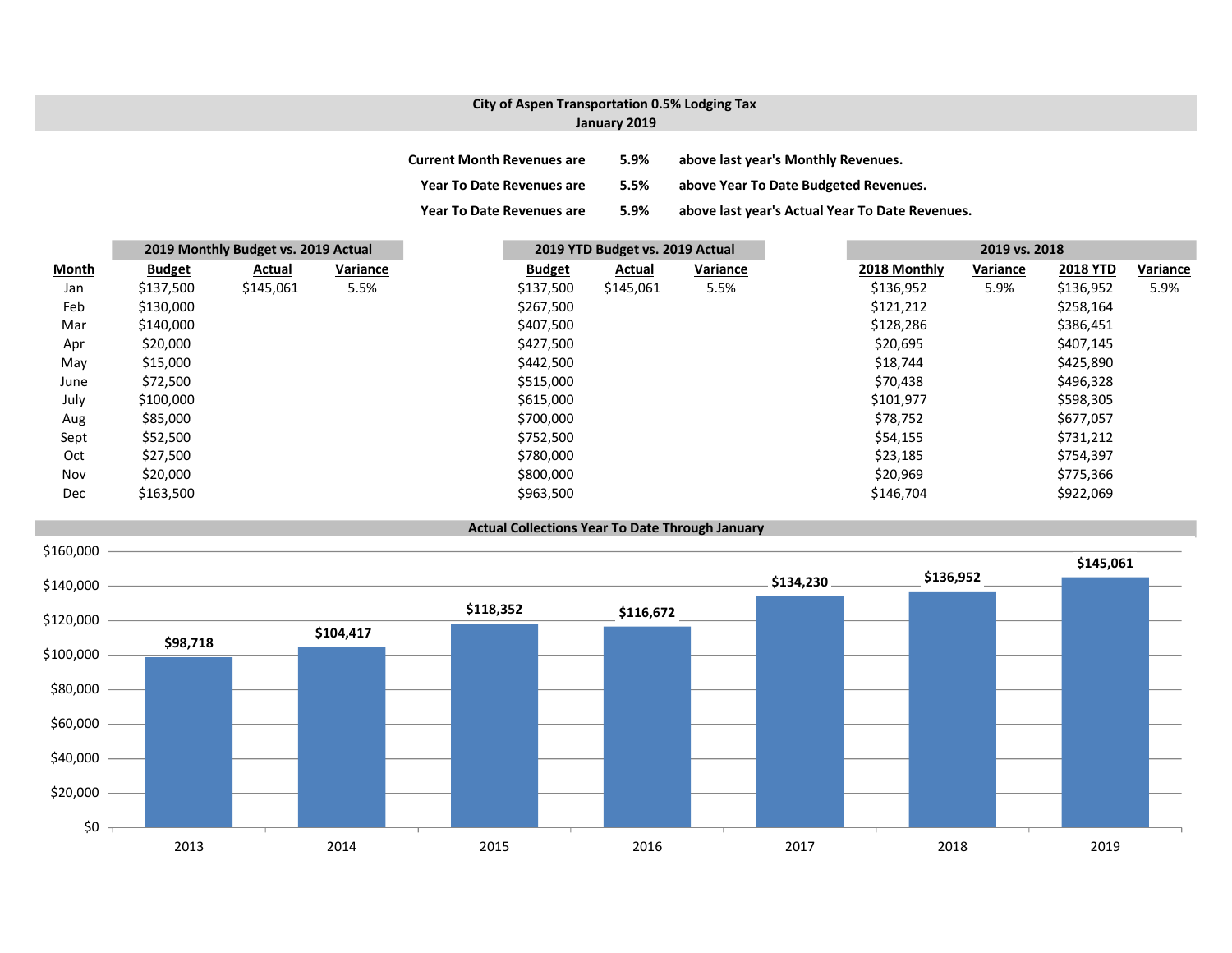## City of Aspen Transportation 0.5% Lodging Tax
## January 2019

| | | |
|---|---|---|
| **Current Month Revenues are** | **5.9%** | **above last year's Monthly Revenues.** |
| **Year To Date Revenues are** | **5.5%** | **above Year To Date Budgeted Revenues.** |
| **Year To Date Revenues are** | **5.9%** | **above last year's Actual Year To Date Revenues.** |

| | 2019 Monthly Budget vs. 2019 Actual | | | 2019 YTD Budget vs. 2019 Actual | | | 2019 vs. 2018 | | | |
|---|---|---|---|---|---|---|---|---|---|---|
| **Month** | **Budget** | **Actual** | **Variance** | **Budget** | **Actual** | **Variance** | **2018 Monthly** | **Variance** | **2018 YTD** | **Variance** |
| Jan | $137,500 | $145,061 | 5.5% | $137,500 | $145,061 | 5.5% | $136,952 | 5.9% | $136,952 | 5.9% |
| Feb | $130,000 | | | $267,500 | | | $121,212 | | $258,164 | |
| Mar | $140,000 | | | $407,500 | | | $128,286 | | $386,451 | |
| Apr | $20,000 | | | $427,500 | | | $20,695 | | $407,145 | |
| May | $15,000 | | | $442,500 | | | $18,744 | | $425,890 | |
| June | $72,500 | | | $515,000 | | | $70,438 | | $496,328 | |
| July | $100,000 | | | $615,000 | | | $101,977 | | $598,305 | |
| Aug | $85,000 | | | $700,000 | | | $78,752 | | $677,057 | |
| Sept | $52,500 | | | $752,500 | | | $54,155 | | $731,212 | |
| Oct | $27,500 | | | $780,000 | | | $23,185 | | $754,397 | |
| Nov | $20,000 | | | $800,000 | | | $20,969 | | $775,366 | |
| Dec | $163,500 | | | $963,500 | | | $146,704 | | $922,069 | |

**Actual Collections Year To Date Through January**

| Year | Collections |
|---|---|
| 2013 | $98,718 |
| 2014 | $104,417 |
| 2015 | $118,352 |
| 2016 | $116,672 |
| 2017 | $134,230 |
| 2018 | $136,952 |
| 2019 | $145,061 |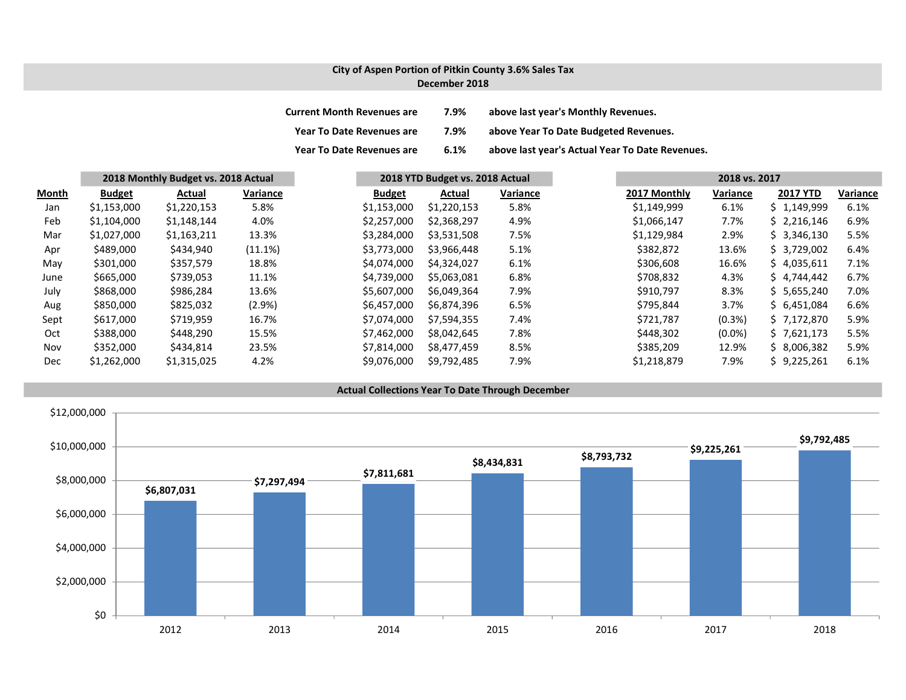## City of Aspen Portion of Pitkin County 3.6% Sales Tax
## December 2018

**Current Month Revenues are 7.9% above last year's Monthly Revenues.**

**Year To Date Revenues are 7.9% above Year To Date Budgeted Revenues.**

**Year To Date Revenues are 6.1% above last year's Actual Year To Date Revenues.**

| | 2018 Monthly Budget vs. 2018 Actual | | | 2018 YTD Budget vs. 2018 Actual | | | 2018 vs. 2017 | | | |
|---|---|---|---|---|---|---|---|---|---|---|
| **Month** | **Budget** | **Actual** | **Variance** | **Budget** | **Actual** | **Variance** | **2017 Monthly** | **Variance** | **2017 YTD** | **Variance** |
| Jan | $1,153,000 | $1,220,153 | 5.8% | $1,153,000 | $1,220,153 | 5.8% | $1,149,999 | 6.1% | $ 1,149,999 | 6.1% |
| Feb | $1,104,000 | $1,148,144 | 4.0% | $2,257,000 | $2,368,297 | 4.9% | $1,066,147 | 7.7% | $ 2,216,146 | 6.9% |
| Mar | $1,027,000 | $1,163,211 | 13.3% | $3,284,000 | $3,531,508 | 7.5% | $1,129,984 | 2.9% | $ 3,346,130 | 5.5% |
| Apr | $489,000 | $434,940 | (11.1%) | $3,773,000 | $3,966,448 | 5.1% | $382,872 | 13.6% | $ 3,729,002 | 6.4% |
| May | $301,000 | $357,579 | 18.8% | $4,074,000 | $4,324,027 | 6.1% | $306,608 | 16.6% | $ 4,035,611 | 7.1% |
| June | $665,000 | $739,053 | 11.1% | $4,739,000 | $5,063,081 | 6.8% | $708,832 | 4.3% | $ 4,744,442 | 6.7% |
| July | $868,000 | $986,284 | 13.6% | $5,607,000 | $6,049,364 | 7.9% | $910,797 | 8.3% | $ 5,655,240 | 7.0% |
| Aug | $850,000 | $825,032 | (2.9%) | $6,457,000 | $6,874,396 | 6.5% | $795,844 | 3.7% | $ 6,451,084 | 6.6% |
| Sept | $617,000 | $719,959 | 16.7% | $7,074,000 | $7,594,355 | 7.4% | $721,787 | (0.3%) | $ 7,172,870 | 5.9% |
| Oct | $388,000 | $448,290 | 15.5% | $7,462,000 | $8,042,645 | 7.8% | $448,302 | (0.0%) | $ 7,621,173 | 5.5% |
| Nov | $352,000 | $434,814 | 23.5% | $7,814,000 | $8,477,459 | 8.5% | $385,209 | 12.9% | $ 8,006,382 | 5.9% |
| Dec | $1,262,000 | $1,315,025 | 4.2% | $9,076,000 | $9,792,485 | 7.9% | $1,218,879 | 7.9% | $ 9,225,261 | 6.1% |

### Actual Collections Year To Date Through December

| Year | Collections |
|---|---|
| 2012 | $6,807,031 |
| 2013 | $7,297,494 |
| 2014 | $7,811,681 |
| 2015 | $8,434,831 |
| 2016 | $8,793,732 |
| 2017 | $9,225,261 |
| 2018 | $9,792,485 |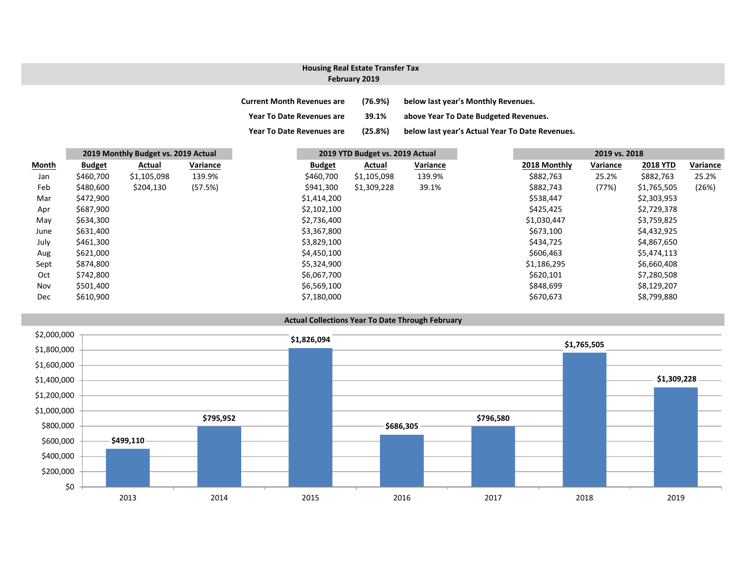## Housing Real Estate Transfer Tax
## February 2019

| | | |
|---|---|---|
| Current Month Revenues are | (76.9%) | below last year's Monthly Revenues. |
| Year To Date Revenues are | 39.1% | above Year To Date Budgeted Revenues. |
| Year To Date Revenues are | (25.8%) | below last year's Actual Year To Date Revenues. |

| | 2019 Monthly Budget vs. 2019 Actual | | | 2019 YTD Budget vs. 2019 Actual | | | 2019 vs. 2018 | | | |
|---|---|---|---|---|---|---|---|---|---|---|
| **Month** | **Budget** | **Actual** | **Variance** | **Budget** | **Actual** | **Variance** | **2018 Monthly** | **Variance** | **2018 YTD** | **Variance** |
| Jan | $460,700 | $1,105,098 | 139.9% | $460,700 | $1,105,098 | 139.9% | $882,763 | 25.2% | $882,763 | 25.2% |
| Feb | $480,600 | $204,130 | (57.5%) | $941,300 | $1,309,228 | 39.1% | $882,743 | (77%) | $1,765,505 | (26%) |
| Mar | $472,900 | | | $1,414,200 | | | $538,447 | | $2,303,953 | |
| Apr | $687,900 | | | $2,102,100 | | | $425,425 | | $2,729,378 | |
| May | $634,300 | | | $2,736,400 | | | $1,030,447 | | $3,759,825 | |
| June | $631,400 | | | $3,367,800 | | | $673,100 | | $4,432,925 | |
| July | $461,300 | | | $3,829,100 | | | $434,725 | | $4,867,650 | |
| Aug | $621,000 | | | $4,450,100 | | | $606,463 | | $5,474,113 | |
| Sept | $874,800 | | | $5,324,900 | | | $1,186,295 | | $6,660,408 | |
| Oct | $742,800 | | | $6,067,700 | | | $620,101 | | $7,280,508 | |
| Nov | $501,400 | | | $6,569,100 | | | $848,699 | | $8,129,207 | |
| Dec | $610,900 | | | $7,180,000 | | | $670,673 | | $8,799,880 | |

### Actual Collections Year To Date Through February

| Year | Amount |
|---|---|
| 2013 | $499,110 |
| 2014 | $795,952 |
| 2015 | $1,826,094 |
| 2016 | $686,305 |
| 2017 | $796,580 |
| 2018 | $1,765,505 |
| 2019 | $1,309,228 |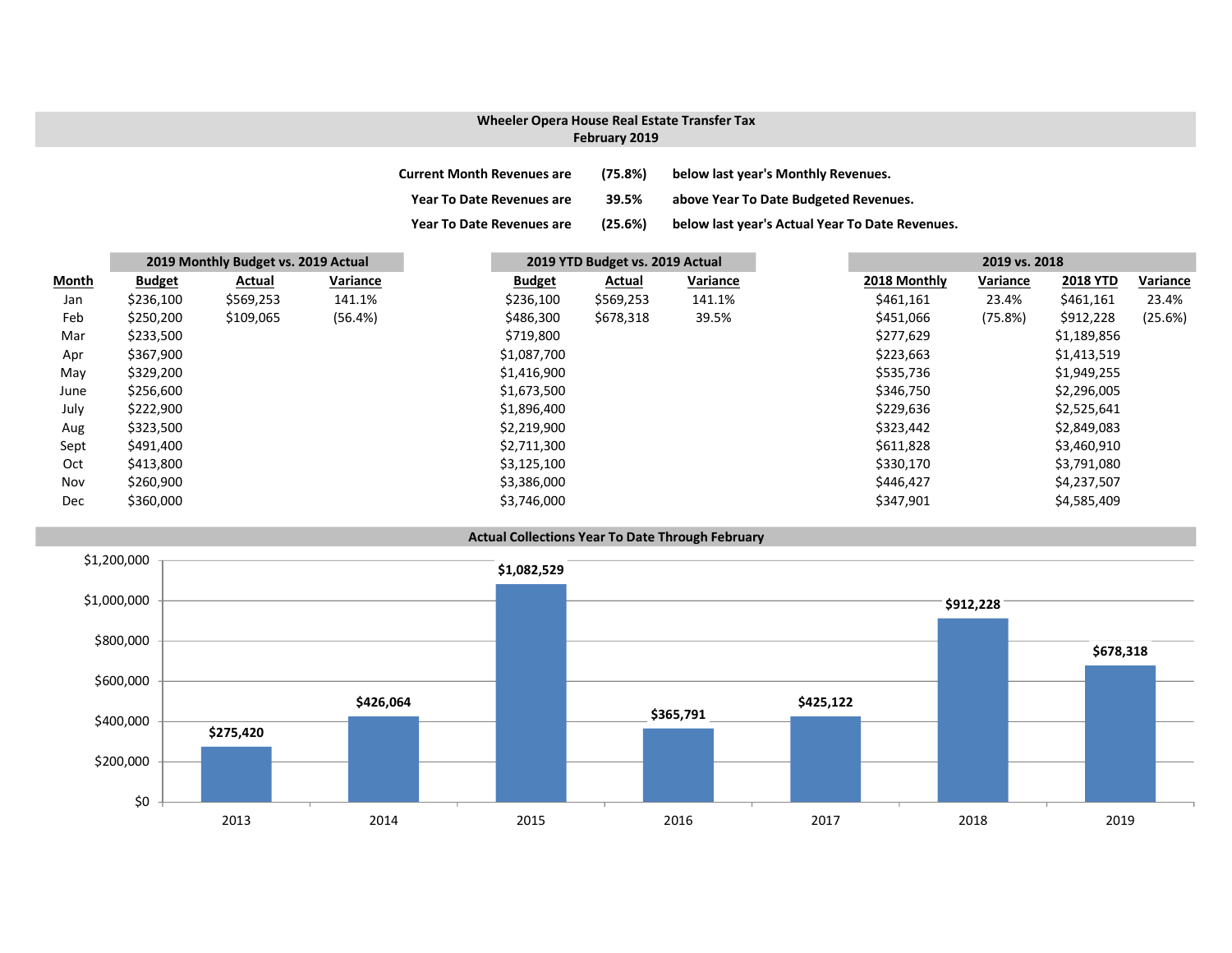**Wheeler Opera House Real Estate Transfer Tax**
**February 2019**

| | | |
|---|---|---|
| **Current Month Revenues are** | **(75.8%)** | **below last year's Monthly Revenues.** |
| **Year To Date Revenues are** | **39.5%** | **above Year To Date Budgeted Revenues.** |
| **Year To Date Revenues are** | **(25.6%)** | **below last year's Actual Year To Date Revenues.** |

| | 2019 Monthly Budget vs. 2019 Actual | | | 2019 YTD Budget vs. 2019 Actual | | | 2019 vs. 2018 | | | |
|---|---|---|---|---|---|---|---|---|---|---|
| **Month** | **Budget** | **Actual** | **Variance** | **Budget** | **Actual** | **Variance** | **2018 Monthly** | **Variance** | **2018 YTD** | **Variance** |
| Jan | $236,100 | $569,253 | 141.1% | $236,100 | $569,253 | 141.1% | $461,161 | 23.4% | $461,161 | 23.4% |
| Feb | $250,200 | $109,065 | (56.4%) | $486,300 | $678,318 | 39.5% | $451,066 | (75.8%) | $912,228 | (25.6%) |
| Mar | $233,500 | | | $719,800 | | | $277,629 | | $1,189,856 | |
| Apr | $367,900 | | | $1,087,700 | | | $223,663 | | $1,413,519 | |
| May | $329,200 | | | $1,416,900 | | | $535,736 | | $1,949,255 | |
| June | $256,600 | | | $1,673,500 | | | $346,750 | | $2,296,005 | |
| July | $222,900 | | | $1,896,400 | | | $229,636 | | $2,525,641 | |
| Aug | $323,500 | | | $2,219,900 | | | $323,442 | | $2,849,083 | |
| Sept | $491,400 | | | $2,711,300 | | | $611,828 | | $3,460,910 | |
| Oct | $413,800 | | | $3,125,100 | | | $330,170 | | $3,791,080 | |
| Nov | $260,900 | | | $3,386,000 | | | $446,427 | | $4,237,507 | |
| Dec | $360,000 | | | $3,746,000 | | | $347,901 | | $4,585,409 | |

**Actual Collections Year To Date Through February**

$1,200,000
$1,000,000
$800,000
$600,000
$400,000
$200,000
$0

$275,420
$426,064
$1,082,529
$365,791
$425,122
$912,228
$678,318

2013
2014
2015
2016
2017
2018
2019